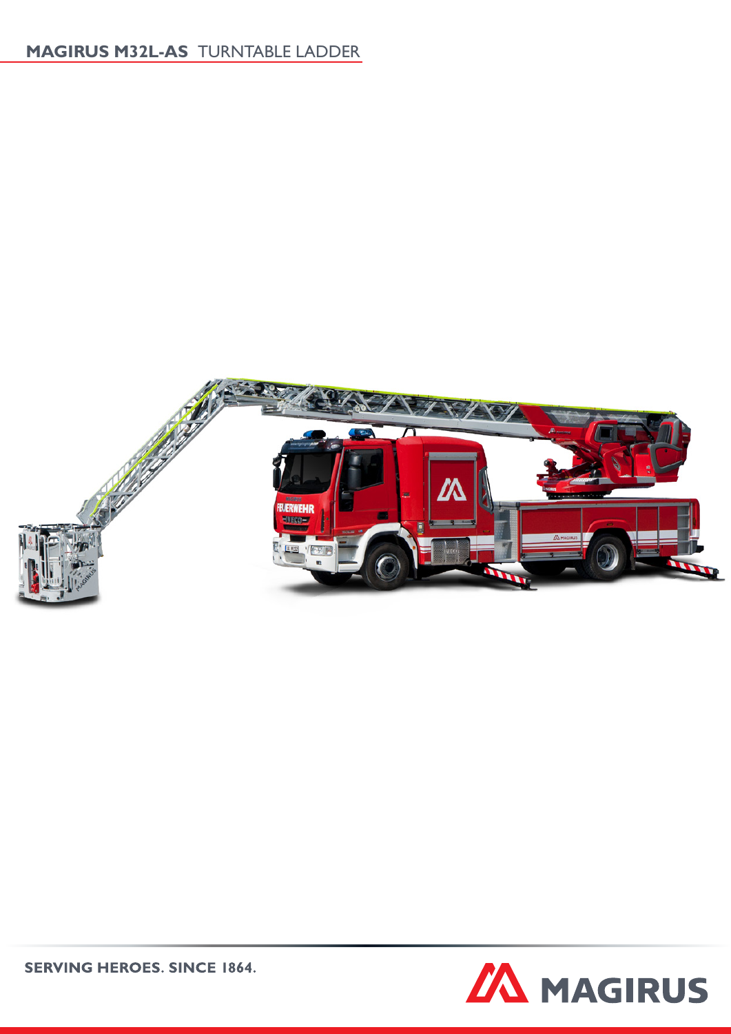# MAGIRUS M32L-AS TURNTABLE LADDER

**SERVING HEROES. SINCE 1864.**

MAGIRUS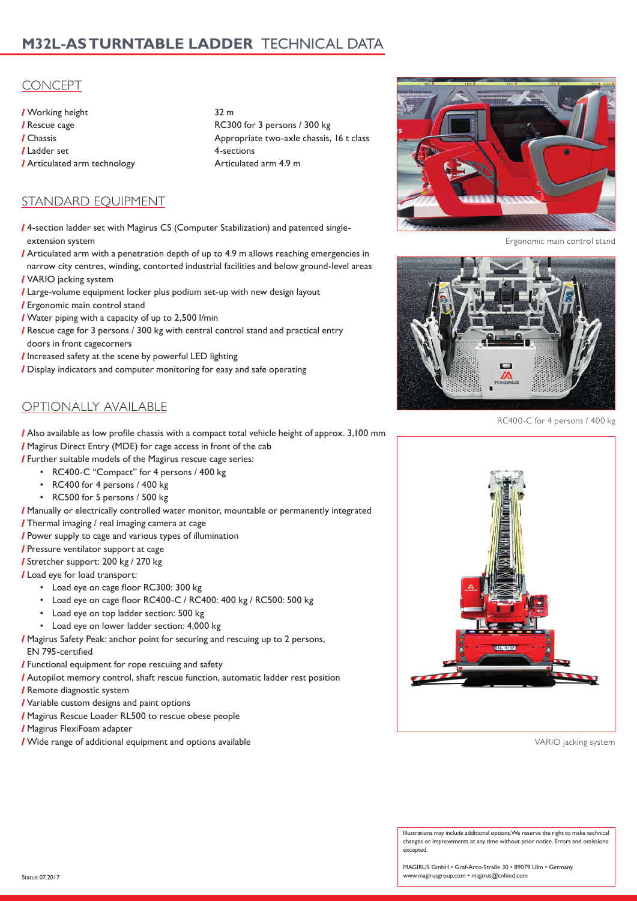# M32L-AS TURNTABLE LADDER TECHNICAL DATA

## CONCEPT

| | |
|---|---|
| / Working height | 32 m |
| / Rescue cage | RC300 for 3 persons / 300 kg |
| / Chassis | Appropriate two-axle chassis, 16 t class |
| / Ladder set | 4-sections |
| / Articulated arm technology | Articulated arm 4.9 m |

## STANDARD EQUIPMENT

- 4-section ladder set with Magirus CS (Computer Stabilization) and patented single-extension system
- Articulated arm with a penetration depth of up to 4.9 m allows reaching emergencies in narrow city centres, winding, contorted industrial facilities and below ground-level areas
- VARIO jacking system
- Large-volume equipment locker plus podium set-up with new design layout
- Ergonomic main control stand
- Water piping with a capacity of up to 2,500 l/min
- Rescue cage for 3 persons / 300 kg with central control stand and practical entry doors in front cagecorners
- Increased safety at the scene by powerful LED lighting
- Display indicators and computer monitoring for easy and safe operating

## OPTIONALLY AVAILABLE

- Also available as low profile chassis with a compact total vehicle height of approx. 3,100 mm
- Magirus Direct Entry (MDE) for cage access in front of the cab
- Further suitable models of the Magirus rescue cage series:
  - RC400-C "Compact" for 4 persons / 400 kg
  - RC400 for 4 persons / 400 kg
  - RC500 for 5 persons / 500 kg
- Manually or electrically controlled water monitor, mountable or permanently integrated
- Thermal imaging / real imaging camera at cage
- Power supply to cage and various types of illumination
- Pressure ventilator support at cage
- Stretcher support: 200 kg / 270 kg
- Load eye for load transport:
  - Load eye on cage floor RC300: 300 kg
  - Load eye on cage floor RC400-C / RC400: 400 kg / RC500: 500 kg
  - Load eye on top ladder section: 500 kg
  - Load eye on lower ladder section: 4,000 kg
- Magirus Safety Peak: anchor point for securing and rescuing up to 2 persons, EN 795-certified
- Functional equipment for rope rescuing and safety
- Autopilot memory control, shaft rescue function, automatic ladder rest position
- Remote diagnostic system
- Variable custom designs and paint options
- Magirus Rescue Loader RL500 to rescue obese people
- Magirus FlexiFoam adapter
- Wide range of additional equipment and options available

Ergonomic main control stand

RC400-C for 4 persons / 400 kg

VARIO jacking system

Status: 07.2017

Illustrations may include additional options. We reserve the right to make technical changes or improvements at any time without prior notice. Errors and omissions excepted.

MAGIRUS GmbH • Graf-Arco-Straße 30 • 89079 Ulm • Germany
www.magirusgroup.com • magirus@cnhind.com